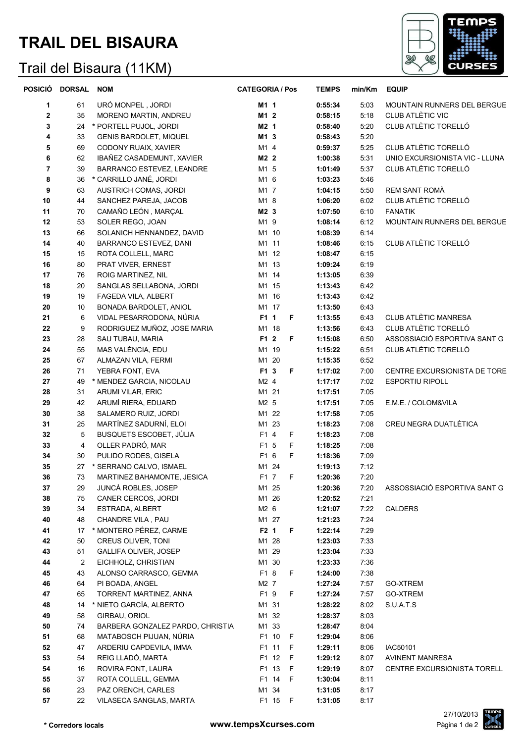# TRAIL DEL BISAURA

## Trail del Bisaura (11KM)

| POSICIÓ | DORSAL | NOM | CATEGORIA / Pos | | | TEMPS | min/Km | EQUIP |
|---|---|---|---|---|---|---|---|---|
| 1 | 61 | URÓ MONPEL , JORDI | **M1** | **1** | | **0:55:34** | 5:03 | MOUNTAIN RUNNERS DEL BERGUE |
| 2 | 35 | MORENO MARTIN, ANDREU | **M1** | **2** | | **0:58:15** | 5:18 | CLUB ATLÈTIC VIC |
| 3 | 24 | * PORTELL PUJOL, JORDI | **M2** | **1** | | **0:58:40** | 5:20 | CLUB ATLÈTIC TORELLÓ |
| 4 | 33 | GENIS BARDOLET, MIQUEL | **M1** | **3** | | **0:58:43** | 5:20 | |
| 5 | 69 | CODONY RUAIX, XAVIER | M1 | 4 | | **0:59:37** | 5:25 | CLUB ATLÈTIC TORELLÓ |
| 6 | 62 | IBAÑEZ CASADEMUNT, XAVIER | **M2** | **2** | | **1:00:38** | 5:31 | UNIO EXCURSIONISTA VIC - LLUNA |
| 7 | 39 | BARRANCO ESTEVEZ, LEANDRE | M1 | 5 | | **1:01:49** | 5:37 | CLUB ATLÈTIC TORELLÓ |
| 8 | 36 | * CARRILLO JANÉ, JORDI | M1 | 6 | | **1:03:23** | 5:46 | |
| 9 | 63 | AUSTRICH COMAS, JORDI | M1 | 7 | | **1:04:15** | 5:50 | REM SANT ROMÀ |
| 10 | 44 | SANCHEZ PAREJA, JACOB | M1 | 8 | | **1:06:20** | 6:02 | CLUB ATLÈTIC TORELLÓ |
| 11 | 70 | CAMAÑO LEÓN , MARÇAL | **M2** | **3** | | **1:07:50** | 6:10 | FANATIK |
| 12 | 53 | SOLER REGO, JOAN | M1 | 9 | | **1:08:14** | 6:12 | MOUNTAIN RUNNERS DEL BERGUE |
| 13 | 66 | SOLANICH HENNANDEZ, DAVID | M1 | 10 | | **1:08:39** | 6:14 | |
| 14 | 40 | BARRANCO ESTEVEZ, DANI | M1 | 11 | | **1:08:46** | 6:15 | CLUB ATLÈTIC TORELLÓ |
| 15 | 15 | ROTA COLLELL, MARC | M1 | 12 | | **1:08:47** | 6:15 | |
| 16 | 80 | PRAT VIVER, ERNEST | M1 | 13 | | **1:09:24** | 6:19 | |
| 17 | 76 | ROIG MARTINEZ, NIL | M1 | 14 | | **1:13:05** | 6:39 | |
| 18 | 20 | SANGLAS SELLABONA, JORDI | M1 | 15 | | **1:13:43** | 6:42 | |
| 19 | 19 | FAGEDA VILA, ALBERT | M1 | 16 | | **1:13:43** | 6:42 | |
| 20 | 10 | BONADA BARDOLET, ANIOL | M1 | 17 | | **1:13:50** | 6:43 | |
| 21 | 6 | VIDAL PESARRODONA, NÚRIA | **F1** | **1** | **F** | **1:13:55** | 6:43 | CLUB ATLÈTIC MANRESA |
| 22 | 9 | RODRIGUEZ MUÑOZ, JOSE MARIA | M1 | 18 | | **1:13:56** | 6:43 | CLUB ATLÈTIC TORELLÓ |
| 23 | 28 | SAU TUBAU, MARIA | **F1** | **2** | **F** | **1:15:08** | 6:50 | ASSOSSIACIÓ ESPORTIVA SANT G |
| 24 | 55 | MAS VALÈNCIA, EDU | M1 | 19 | | **1:15:22** | 6:51 | CLUB ATLÈTIC TORELLÓ |
| 25 | 67 | ALMAZAN VILA, FERMI | M1 | 20 | | **1:15:35** | 6:52 | |
| 26 | 71 | YEBRA FONT, EVA | **F1** | **3** | **F** | **1:17:02** | 7:00 | CENTRE EXCURSIONISTA DE TORE |
| 27 | 49 | * MENDEZ GARCIA, NICOLAU | M2 | 4 | | **1:17:17** | 7:02 | ESPORTIU RIPOLL |
| 28 | 31 | ARUMI VILAR, ERIC | M1 | 21 | | **1:17:51** | 7:05 | |
| 29 | 42 | ARUMÍ RIERA, EDUARD | M2 | 5 | | **1:17:51** | 7:05 | E.M.E. / COLOM&VILA |
| 30 | 38 | SALAMERO RUIZ, JORDI | M1 | 22 | | **1:17:58** | 7:05 | |
| 31 | 25 | MARTÍNEZ SADURNÍ, ELOI | M1 | 23 | | **1:18:23** | 7:08 | CREU NEGRA DUATLÈTICA |
| 32 | 5 | BUSQUETS ESCOBET, JÚLIA | F1 | 4 | F | **1:18:23** | 7:08 | |
| 33 | 4 | OLLER PADRÓ, MAR | F1 | 5 | F | **1:18:25** | 7:08 | |
| 34 | 30 | PULIDO RODES, GISELA | F1 | 6 | F | **1:18:36** | 7:09 | |
| 35 | 27 | * SERRANO CALVO, ISMAEL | M1 | 24 | | **1:19:13** | 7:12 | |
| 36 | 73 | MARTINEZ BAHAMONTE, JESICA | F1 | 7 | F | **1:20:36** | 7:20 | |
| 37 | 29 | JUNCÀ ROBLES, JOSEP | M1 | 25 | | **1:20:36** | 7:20 | ASSOSSIACIÓ ESPORTIVA SANT G |
| 38 | 75 | CANER CERCOS, JORDI | M1 | 26 | | **1:20:52** | 7:21 | |
| 39 | 34 | ESTRADA, ALBERT | M2 | 6 | | **1:21:07** | 7:22 | CALDERS |
| 40 | 48 | CHANDRE VILA , PAU | M1 | 27 | | **1:21:23** | 7:24 | |
| 41 | 17 | * MONTERO PÉREZ, CARME | **F2** | **1** | **F** | **1:22:14** | 7:29 | |
| 42 | 50 | CREUS OLIVER, TONI | M1 | 28 | | **1:23:03** | 7:33 | |
| 43 | 51 | GALLIFA OLIVER, JOSEP | M1 | 29 | | **1:23:04** | 7:33 | |
| 44 | 2 | EICHHOLZ, CHRISTIAN | M1 | 30 | | **1:23:33** | 7:36 | |
| 45 | 43 | ALONSO CARRASCO, GEMMA | F1 | 8 | F | **1:24:00** | 7:38 | |
| 46 | 64 | PI BOADA, ANGEL | M2 | 7 | | **1:27:24** | 7:57 | GO-XTREM |
| 47 | 65 | TORRENT MARTINEZ, ANNA | F1 | 9 | F | **1:27:24** | 7:57 | GO-XTREM |
| 48 | 14 | * NIETO GARCÍA, ALBERTO | M1 | 31 | | **1:28:22** | 8:02 | S.U.A.T.S |
| 49 | 58 | GIRBAU, ORIOL | M1 | 32 | | **1:28:37** | 8:03 | |
| 50 | 74 | BARBERA GONZALEZ PARDO, CHRISTIA | M1 | 33 | | **1:28:47** | 8:04 | |
| 51 | 68 | MATABOSCH PIJUAN, NÚRIA | F1 | 10 | F | **1:29:04** | 8:06 | |
| 52 | 47 | ARDERIU CAPDEVILA, IMMA | F1 | 11 | F | **1:29:11** | 8:06 | IAC50101 |
| 53 | 54 | REIG LLADÓ, MARTA | F1 | 12 | F | **1:29:12** | 8:07 | AVINENT MANRESA |
| 54 | 16 | ROVIRA FONT, LAURA | F1 | 13 | F | **1:29:19** | 8:07 | CENTRE EXCURSIONISTA TORELL |
| 55 | 37 | ROTA COLLELL, GEMMA | F1 | 14 | F | **1:30:04** | 8:11 | |
| 56 | 23 | PAZ ORENCH, CARLES | M1 | 34 | | **1:31:05** | 8:17 | |
| 57 | 22 | VILASECA SANGLAS, MARTA | F1 | 15 | F | **1:31:05** | 8:17 | |

**\* Corredors locals**

**www.tempsXcurses.com**

27/10/2013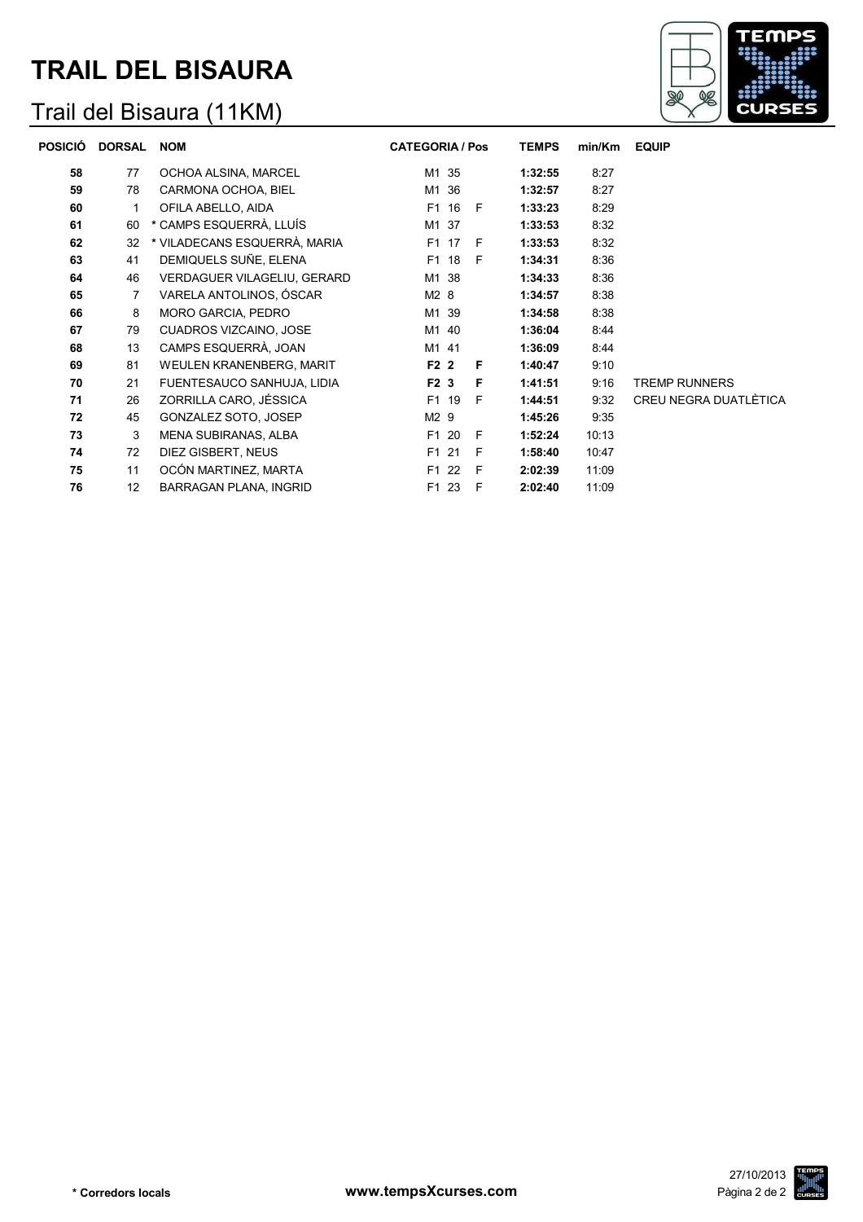# TRAIL DEL BISAURA

## Trail del Bisaura (11KM)

| POSICIÓ | DORSAL | NOM | CATEGORIA / Pos | | | TEMPS | min/Km | EQUIP |
|---|---|---|---|---|---|---|---|---|
| **58** | 77 | OCHOA ALSINA, MARCEL | M1 | 35 | | **1:32:55** | 8:27 | |
| **59** | 78 | CARMONA OCHOA, BIEL | M1 | 36 | | **1:32:57** | 8:27 | |
| **60** | 1 | OFILA ABELLO, AIDA | F1 | 16 | F | **1:33:23** | 8:29 | |
| **61** | 60 | * CAMPS ESQUERRÀ, LLUÍS | M1 | 37 | | **1:33:53** | 8:32 | |
| **62** | 32 | * VILADECANS ESQUERRÀ, MARIA | F1 | 17 | F | **1:33:53** | 8:32 | |
| **63** | 41 | DEMIQUELS SUÑE, ELENA | F1 | 18 | F | **1:34:31** | 8:36 | |
| **64** | 46 | VERDAGUER VILAGELIU, GERARD | M1 | 38 | | **1:34:33** | 8:36 | |
| **65** | 7 | VARELA ANTOLINOS, ÓSCAR | M2 | 8 | | **1:34:57** | 8:38 | |
| **66** | 8 | MORO GARCIA, PEDRO | M1 | 39 | | **1:34:58** | 8:38 | |
| **67** | 79 | CUADROS VIZCAINO, JOSE | M1 | 40 | | **1:36:04** | 8:44 | |
| **68** | 13 | CAMPS ESQUERRÀ, JOAN | M1 | 41 | | **1:36:09** | 8:44 | |
| **69** | 81 | WEULEN KRANENBERG, MARIT | **F2** | **2** | **F** | **1:40:47** | 9:10 | |
| **70** | 21 | FUENTESAUCO SANHUJA, LIDIA | **F2** | **3** | **F** | **1:41:51** | 9:16 | TREMP RUNNERS |
| **71** | 26 | ZORRILLA CARO, JÉSSICA | F1 | 19 | F | **1:44:51** | 9:32 | CREU NEGRA DUATLÈTICA |
| **72** | 45 | GONZALEZ SOTO, JOSEP | M2 | 9 | | **1:45:26** | 9:35 | |
| **73** | 3 | MENA SUBIRANAS, ALBA | F1 | 20 | F | **1:52:24** | 10:13 | |
| **74** | 72 | DIEZ GISBERT, NEUS | F1 | 21 | F | **1:58:40** | 10:47 | |
| **75** | 11 | OCÓN MARTINEZ, MARTA | F1 | 22 | F | **2:02:39** | 11:09 | |
| **76** | 12 | BARRAGAN PLANA, INGRID | F1 | 23 | F | **2:02:40** | 11:09 | |

**\* Corredors locals**

**www.tempsXcurses.com**

27/10/2013